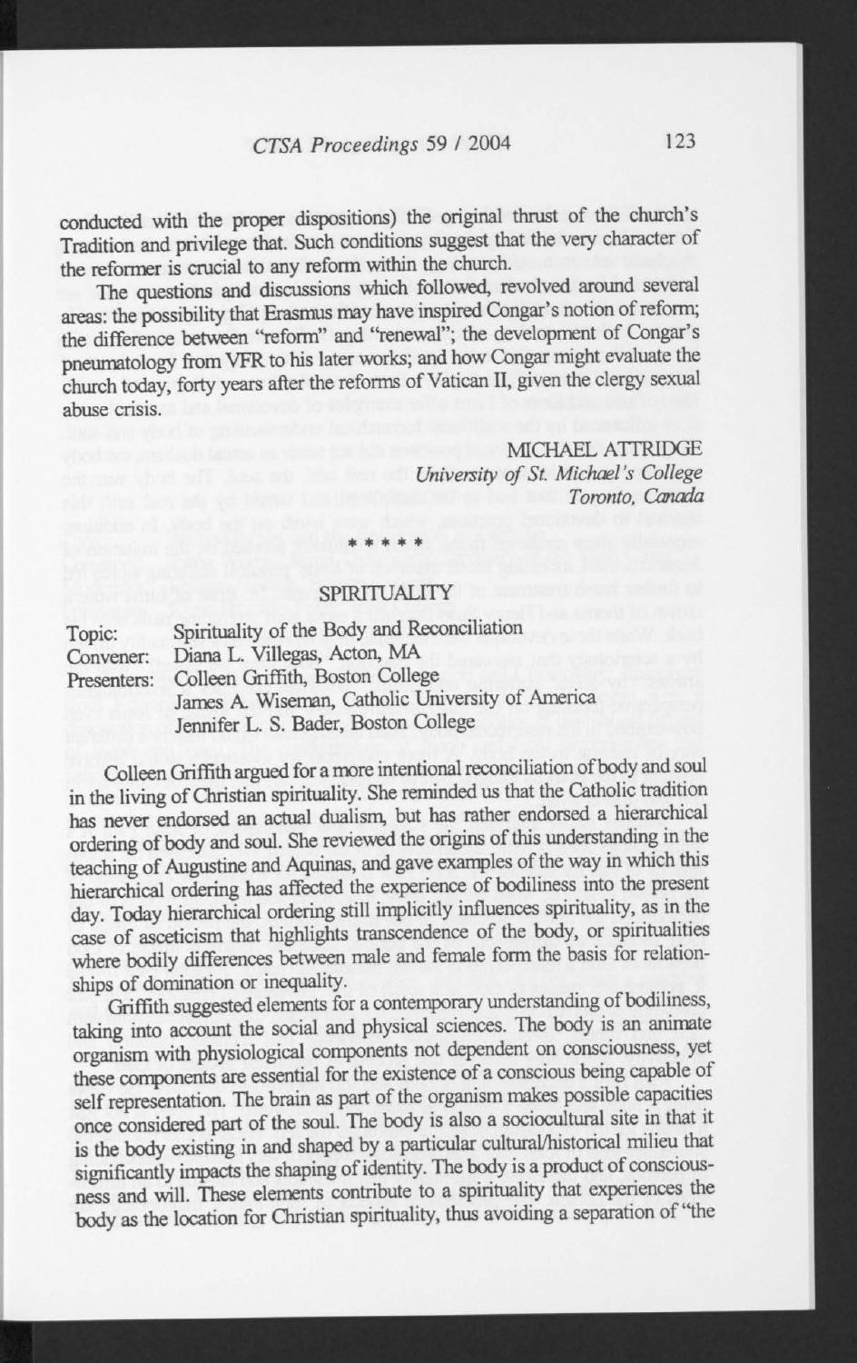conducted with the proper dispositions) the original thrust of the church's Tradition and privilege that. Such conditions suggest that the very character of the reformer is crucial to any reform within the church.

The questions and discussions which followed, revolved around several areas: the possibility that Erasmus may have inspired Congar's notion of reform; the difference between "reform" and "renewal"; the development of Congar's pneumatology from VFR to his later works; and how Congar might evaluate the church today, forty years after the reforms of Vatican II, given the clergy sexual abuse crisis.

MICHAEL ATTRIDGE
*University of St. Michael's College*
*Toronto, Canada*

\* \* \* \* \*

## SPIRITUALITY

Topic: Spirituality of the Body and Reconciliation
Convener: Diana L. Villegas, Acton, MA
Presenters: Colleen Griffith, Boston College
James A. Wiseman, Catholic University of America
Jennifer L. S. Bader, Boston College

Colleen Griffith argued for a more intentional reconciliation of body and soul in the living of Christian spirituality. She reminded us that the Catholic tradition has never endorsed an actual dualism, but has rather endorsed a hierarchical ordering of body and soul. She reviewed the origins of this understanding in the teaching of Augustine and Aquinas, and gave examples of the way in which this hierarchical ordering has affected the experience of bodiliness into the present day. Today hierarchical ordering still implicitly influences spirituality, as in the case of asceticism that highlights transcendence of the body, or spiritualities where bodily differences between male and female form the basis for relationships of domination or inequality.

Griffith suggested elements for a contemporary understanding of bodiliness, taking into account the social and physical sciences. The body is an animate organism with physiological components not dependent on consciousness, yet these components are essential for the existence of a conscious being capable of self representation. The brain as part of the organism makes possible capacities once considered part of the soul. The body is also a sociocultural site in that it is the body existing in and shaped by a particular cultural/historical milieu that significantly impacts the shaping of identity. The body is a product of consciousness and will. These elements contribute to a spirituality that experiences the body as the location for Christian spirituality, thus avoiding a separation of "the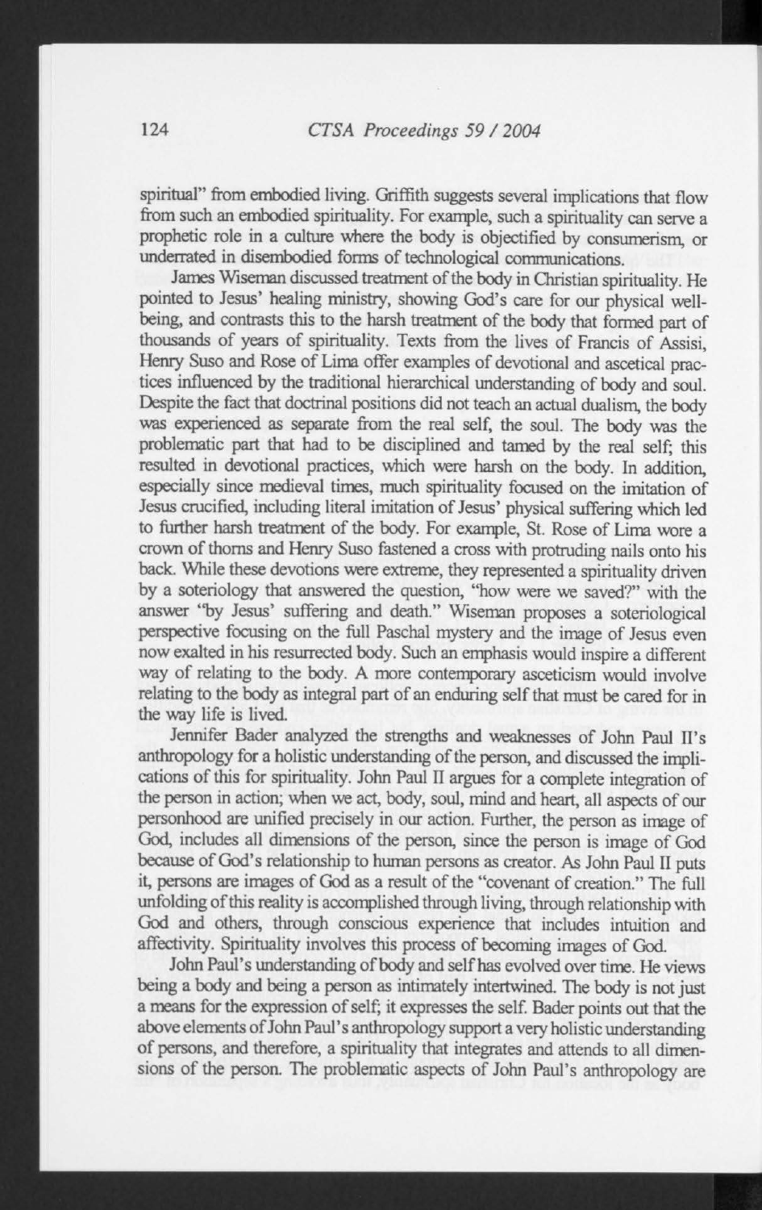spiritual" from embodied living. Griffith suggests several implications that flow from such an embodied spirituality. For example, such a spirituality can serve a prophetic role in a culture where the body is objectified by consumerism, or underrated in disembodied forms of technological communications.

James Wiseman discussed treatment of the body in Christian spirituality. He pointed to Jesus' healing ministry, showing God's care for our physical well-being, and contrasts this to the harsh treatment of the body that formed part of thousands of years of spirituality. Texts from the lives of Francis of Assisi, Henry Suso and Rose of Lima offer examples of devotional and ascetical practices influenced by the traditional hierarchical understanding of body and soul. Despite the fact that doctrinal positions did not teach an actual dualism, the body was experienced as separate from the real self, the soul. The body was the problematic part that had to be disciplined and tamed by the real self; this resulted in devotional practices, which were harsh on the body. In addition, especially since medieval times, much spirituality focused on the imitation of Jesus crucified, including literal imitation of Jesus' physical suffering which led to further harsh treatment of the body. For example, St. Rose of Lima wore a crown of thorns and Henry Suso fastened a cross with protruding nails onto his back. While these devotions were extreme, they represented a spirituality driven by a soteriology that answered the question, "how were we saved?" with the answer "by Jesus' suffering and death." Wiseman proposes a soteriological perspective focusing on the full Paschal mystery and the image of Jesus even now exalted in his resurrected body. Such an emphasis would inspire a different way of relating to the body. A more contemporary asceticism would involve relating to the body as integral part of an enduring self that must be cared for in the way life is lived.

Jennifer Bader analyzed the strengths and weaknesses of John Paul II's anthropology for a holistic understanding of the person, and discussed the implications of this for spirituality. John Paul II argues for a complete integration of the person in action; when we act, body, soul, mind and heart, all aspects of our personhood are unified precisely in our action. Further, the person as image of God, includes all dimensions of the person, since the person is image of God because of God's relationship to human persons as creator. As John Paul II puts it, persons are images of God as a result of the "covenant of creation." The full unfolding of this reality is accomplished through living, through relationship with God and others, through conscious experience that includes intuition and affectivity. Spirituality involves this process of becoming images of God.

John Paul's understanding of body and self has evolved over time. He views being a body and being a person as intimately intertwined. The body is not just a means for the expression of self; it expresses the self. Bader points out that the above elements of John Paul's anthropology support a very holistic understanding of persons, and therefore, a spirituality that integrates and attends to all dimensions of the person. The problematic aspects of John Paul's anthropology are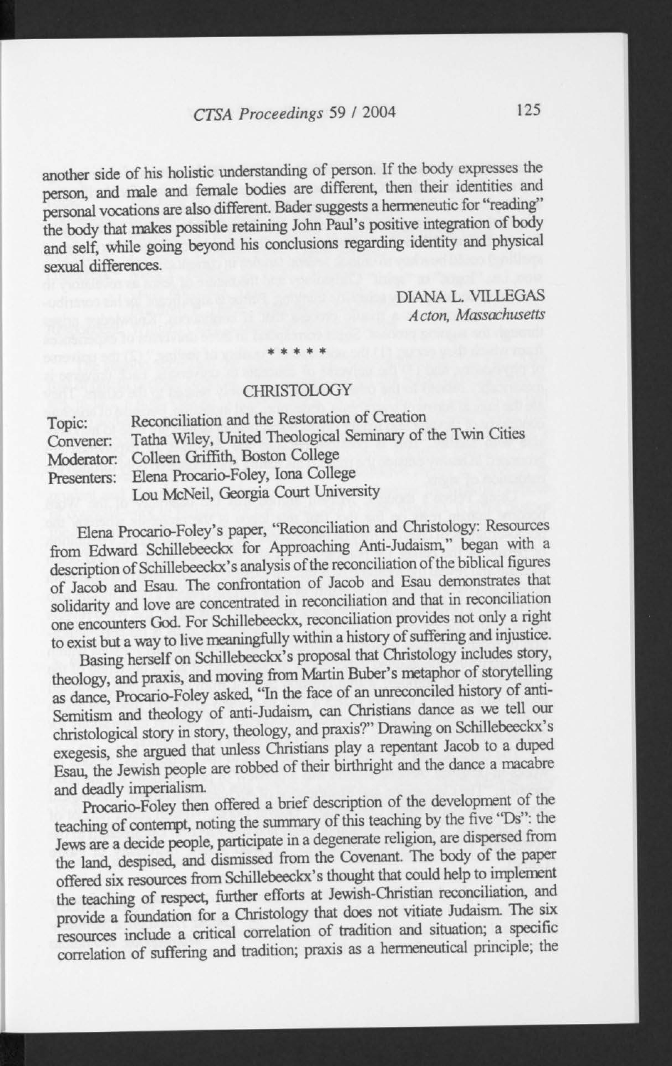another side of his holistic understanding of person. If the body expresses the person, and male and female bodies are different, then their identities and personal vocations are also different. Bader suggests a hermeneutic for "reading" the body that makes possible retaining John Paul's positive integration of body and self, while going beyond his conclusions regarding identity and physical sexual differences.

DIANA L. VILLEGAS
*Acton, Massachusetts*

\* \* \* \* \*

## CHRISTOLOGY

Topic: Reconciliation and the Restoration of Creation
Convener: Tatha Wiley, United Theological Seminary of the Twin Cities
Moderator: Colleen Griffith, Boston College
Presenters: Elena Procario-Foley, Iona College
Lou McNeil, Georgia Court University

Elena Procario-Foley's paper, "Reconciliation and Christology: Resources from Edward Schillebeeckx for Approaching Anti-Judaism," began with a description of Schillebeeckx's analysis of the reconciliation of the biblical figures of Jacob and Esau. The confrontation of Jacob and Esau demonstrates that solidarity and love are concentrated in reconciliation and that in reconciliation one encounters God. For Schillebeeckx, reconciliation provides not only a right to exist but a way to live meaningfully within a history of suffering and injustice.

Basing herself on Schillebeeckx's proposal that Christology includes story, theology, and praxis, and moving from Martin Buber's metaphor of storytelling as dance, Procario-Foley asked, "In the face of an unreconciled history of anti-Semitism and theology of anti-Judaism, can Christians dance as we tell our christological story in story, theology, and praxis?" Drawing on Schillebeeckx's exegesis, she argued that unless Christians play a repentant Jacob to a duped Esau, the Jewish people are robbed of their birthright and the dance a macabre and deadly imperialism.

Procario-Foley then offered a brief description of the development of the teaching of contempt, noting the summary of this teaching by the five "Ds": the Jews are a decide people, participate in a degenerate religion, are dispersed from the land, despised, and dismissed from the Covenant. The body of the paper offered six resources from Schillebeeckx's thought that could help to implement the teaching of respect, further efforts at Jewish-Christian reconciliation, and provide a foundation for a Christology that does not vitiate Judaism. The six resources include a critical correlation of tradition and situation; a specific correlation of suffering and tradition; praxis as a hermeneutical principle; the